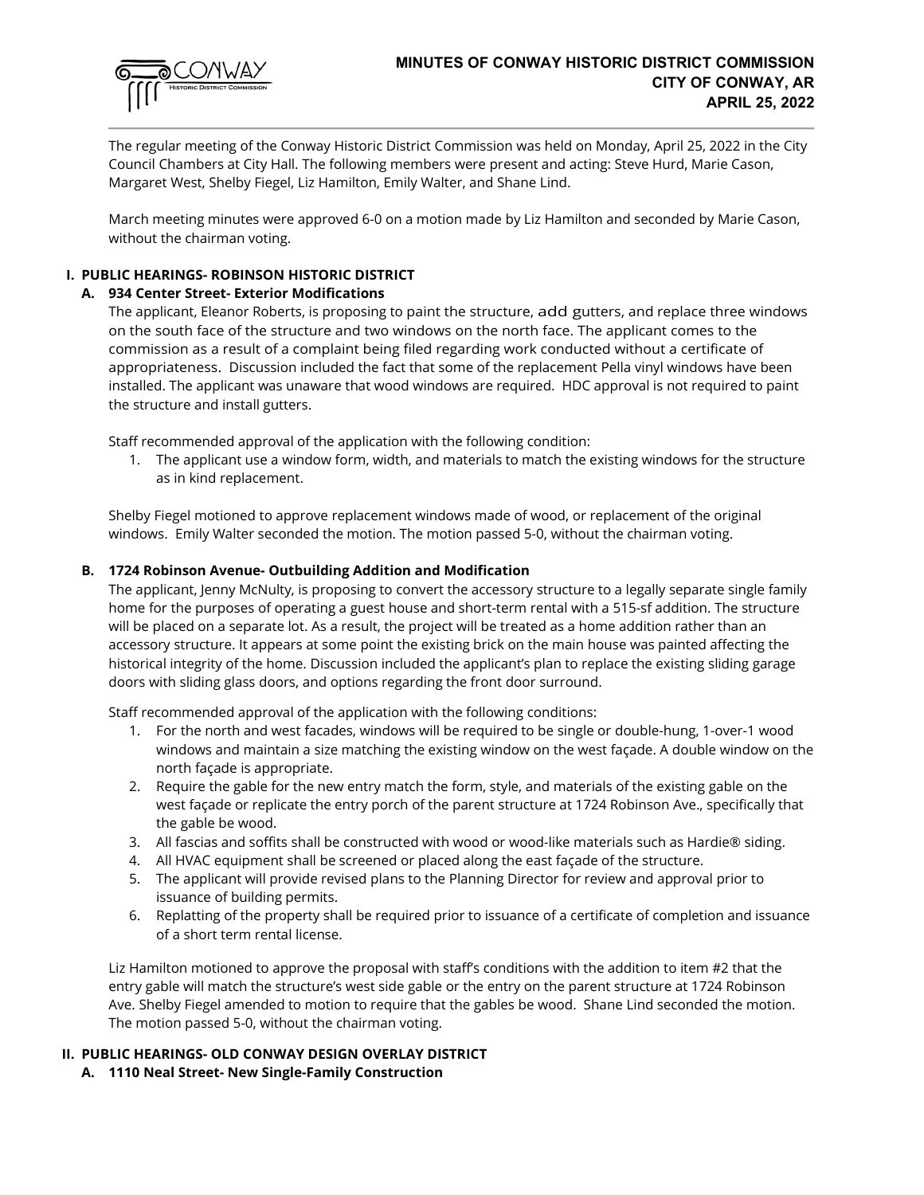# MINUTES OF CONWAY HISTORIC DISTRICT COMMISSION
# CITY OF CONWAY, AR
# APRIL 25, 2022

The regular meeting of the Conway Historic District Commission was held on Monday, April 25, 2022 in the City Council Chambers at City Hall. The following members were present and acting: Steve Hurd, Marie Cason, Margaret West, Shelby Fiegel, Liz Hamilton, Emily Walter, and Shane Lind.

March meeting minutes were approved 6-0 on a motion made by Liz Hamilton and seconded by Marie Cason, without the chairman voting.

## I. PUBLIC HEARINGS- ROBINSON HISTORIC DISTRICT

### A. 934 Center Street- Exterior Modifications

The applicant, Eleanor Roberts, is proposing to paint the structure, add gutters, and replace three windows on the south face of the structure and two windows on the north face. The applicant comes to the commission as a result of a complaint being filed regarding work conducted without a certificate of appropriateness. Discussion included the fact that some of the replacement Pella vinyl windows have been installed. The applicant was unaware that wood windows are required. HDC approval is not required to paint the structure and install gutters.

Staff recommended approval of the application with the following condition:

1. The applicant use a window form, width, and materials to match the existing windows for the structure as in kind replacement.

Shelby Fiegel motioned to approve replacement windows made of wood, or replacement of the original windows. Emily Walter seconded the motion. The motion passed 5-0, without the chairman voting.

### B. 1724 Robinson Avenue- Outbuilding Addition and Modification

The applicant, Jenny McNulty, is proposing to convert the accessory structure to a legally separate single family home for the purposes of operating a guest house and short-term rental with a 515-sf addition. The structure will be placed on a separate lot. As a result, the project will be treated as a home addition rather than an accessory structure. It appears at some point the existing brick on the main house was painted affecting the historical integrity of the home. Discussion included the applicant's plan to replace the existing sliding garage doors with sliding glass doors, and options regarding the front door surround.

Staff recommended approval of the application with the following conditions:

1. For the north and west facades, windows will be required to be single or double-hung, 1-over-1 wood windows and maintain a size matching the existing window on the west façade. A double window on the north façade is appropriate.
2. Require the gable for the new entry match the form, style, and materials of the existing gable on the west façade or replicate the entry porch of the parent structure at 1724 Robinson Ave., specifically that the gable be wood.
3. All fascias and soffits shall be constructed with wood or wood-like materials such as Hardie® siding.
4. All HVAC equipment shall be screened or placed along the east façade of the structure.
5. The applicant will provide revised plans to the Planning Director for review and approval prior to issuance of building permits.
6. Replatting of the property shall be required prior to issuance of a certificate of completion and issuance of a short term rental license.

Liz Hamilton motioned to approve the proposal with staff's conditions with the addition to item #2 that the entry gable will match the structure's west side gable or the entry on the parent structure at 1724 Robinson Ave. Shelby Fiegel amended to motion to require that the gables be wood. Shane Lind seconded the motion. The motion passed 5-0, without the chairman voting.

## II. PUBLIC HEARINGS- OLD CONWAY DESIGN OVERLAY DISTRICT

### A. 1110 Neal Street- New Single-Family Construction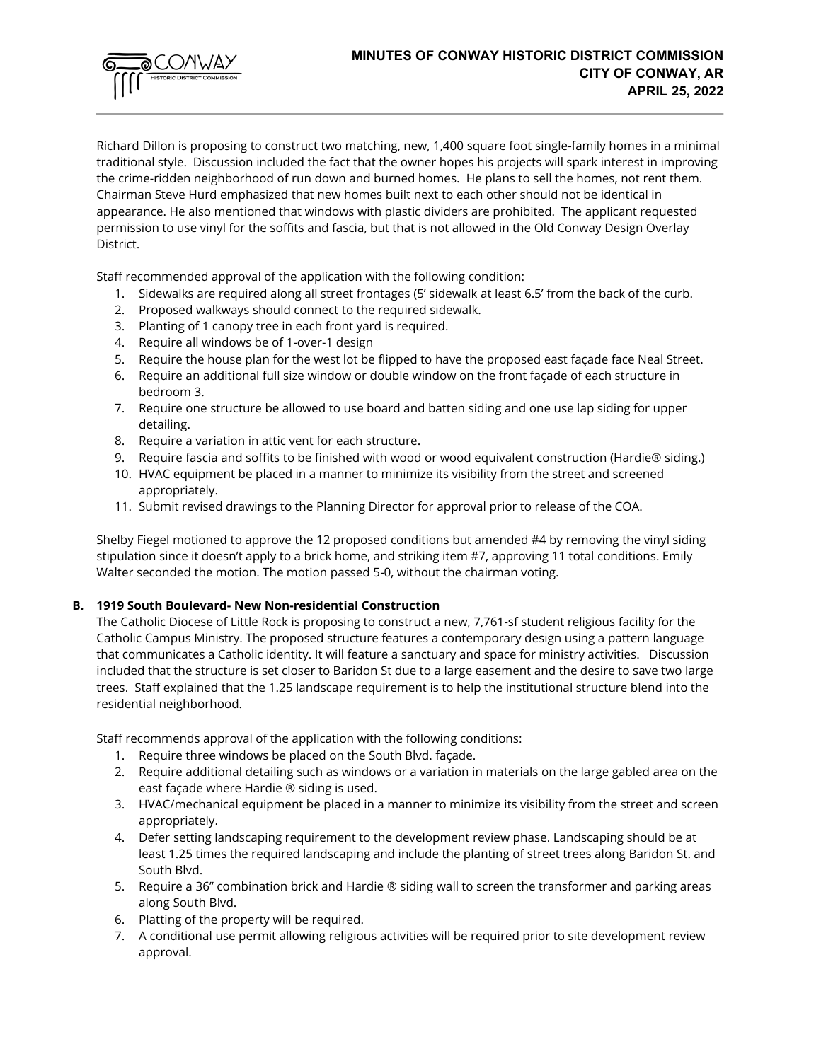Richard Dillon is proposing to construct two matching, new, 1,400 square foot single-family homes in a minimal traditional style. Discussion included the fact that the owner hopes his projects will spark interest in improving the crime-ridden neighborhood of run down and burned homes. He plans to sell the homes, not rent them. Chairman Steve Hurd emphasized that new homes built next to each other should not be identical in appearance. He also mentioned that windows with plastic dividers are prohibited. The applicant requested permission to use vinyl for the soffits and fascia, but that is not allowed in the Old Conway Design Overlay District.

Staff recommended approval of the application with the following condition:

1. Sidewalks are required along all street frontages (5' sidewalk at least 6.5' from the back of the curb.
2. Proposed walkways should connect to the required sidewalk.
3. Planting of 1 canopy tree in each front yard is required.
4. Require all windows be of 1-over-1 design
5. Require the house plan for the west lot be flipped to have the proposed east façade face Neal Street.
6. Require an additional full size window or double window on the front façade of each structure in bedroom 3.
7. Require one structure be allowed to use board and batten siding and one use lap siding for upper detailing.
8. Require a variation in attic vent for each structure.
9. Require fascia and soffits to be finished with wood or wood equivalent construction (Hardie® siding.)
10. HVAC equipment be placed in a manner to minimize its visibility from the street and screened appropriately.
11. Submit revised drawings to the Planning Director for approval prior to release of the COA.

Shelby Fiegel motioned to approve the 12 proposed conditions but amended #4 by removing the vinyl siding stipulation since it doesn't apply to a brick home, and striking item #7, approving 11 total conditions. Emily Walter seconded the motion. The motion passed 5-0, without the chairman voting.

**B. 1919 South Boulevard- New Non-residential Construction**

The Catholic Diocese of Little Rock is proposing to construct a new, 7,761-sf student religious facility for the Catholic Campus Ministry. The proposed structure features a contemporary design using a pattern language that communicates a Catholic identity. It will feature a sanctuary and space for ministry activities. Discussion included that the structure is set closer to Baridon St due to a large easement and the desire to save two large trees. Staff explained that the 1.25 landscape requirement is to help the institutional structure blend into the residential neighborhood.

Staff recommends approval of the application with the following conditions:

1. Require three windows be placed on the South Blvd. façade.
2. Require additional detailing such as windows or a variation in materials on the large gabled area on the east façade where Hardie ® siding is used.
3. HVAC/mechanical equipment be placed in a manner to minimize its visibility from the street and screen appropriately.
4. Defer setting landscaping requirement to the development review phase. Landscaping should be at least 1.25 times the required landscaping and include the planting of street trees along Baridon St. and South Blvd.
5. Require a 36" combination brick and Hardie ® siding wall to screen the transformer and parking areas along South Blvd.
6. Platting of the property will be required.
7. A conditional use permit allowing religious activities will be required prior to site development review approval.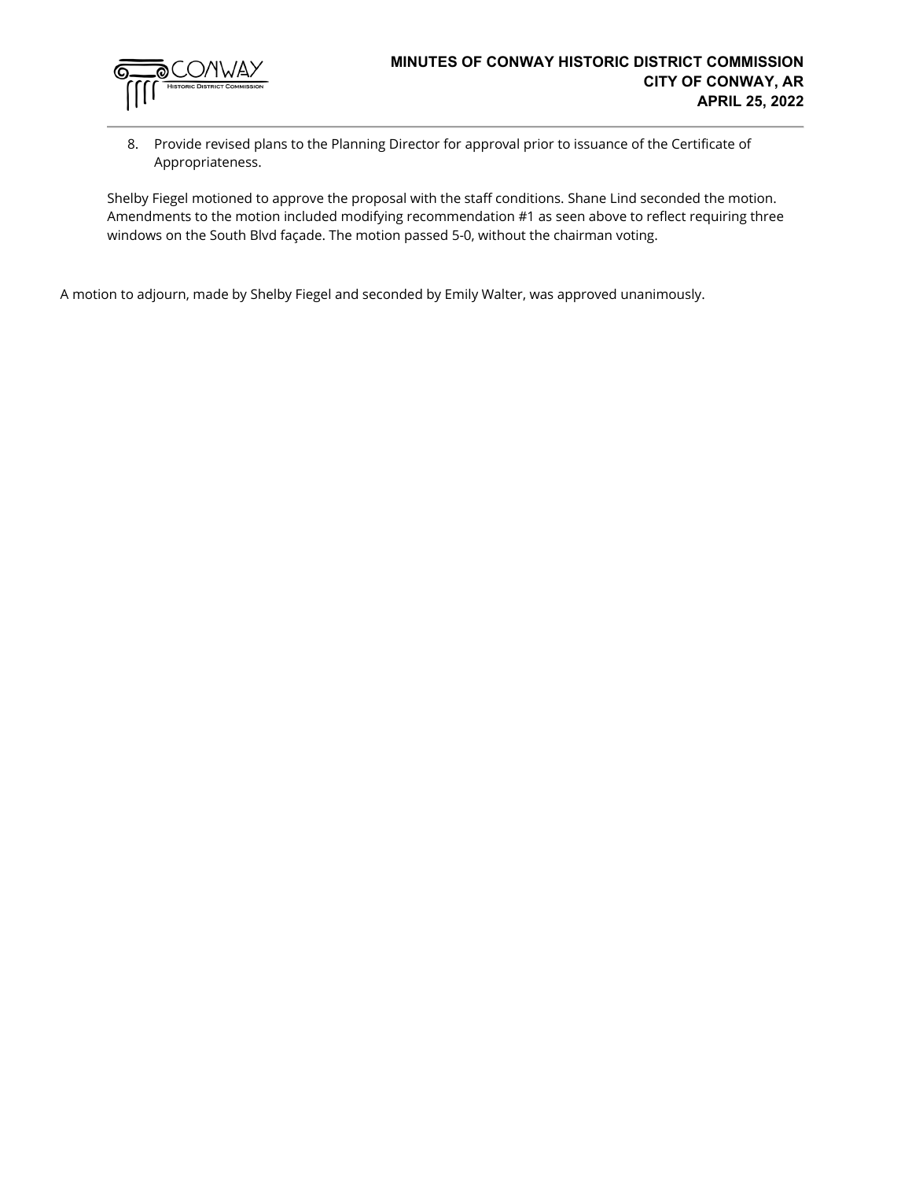8. Provide revised plans to the Planning Director for approval prior to issuance of the Certificate of Appropriateness.

Shelby Fiegel motioned to approve the proposal with the staff conditions. Shane Lind seconded the motion. Amendments to the motion included modifying recommendation #1 as seen above to reflect requiring three windows on the South Blvd façade. The motion passed 5-0, without the chairman voting.

A motion to adjourn, made by Shelby Fiegel and seconded by Emily Walter, was approved unanimously.